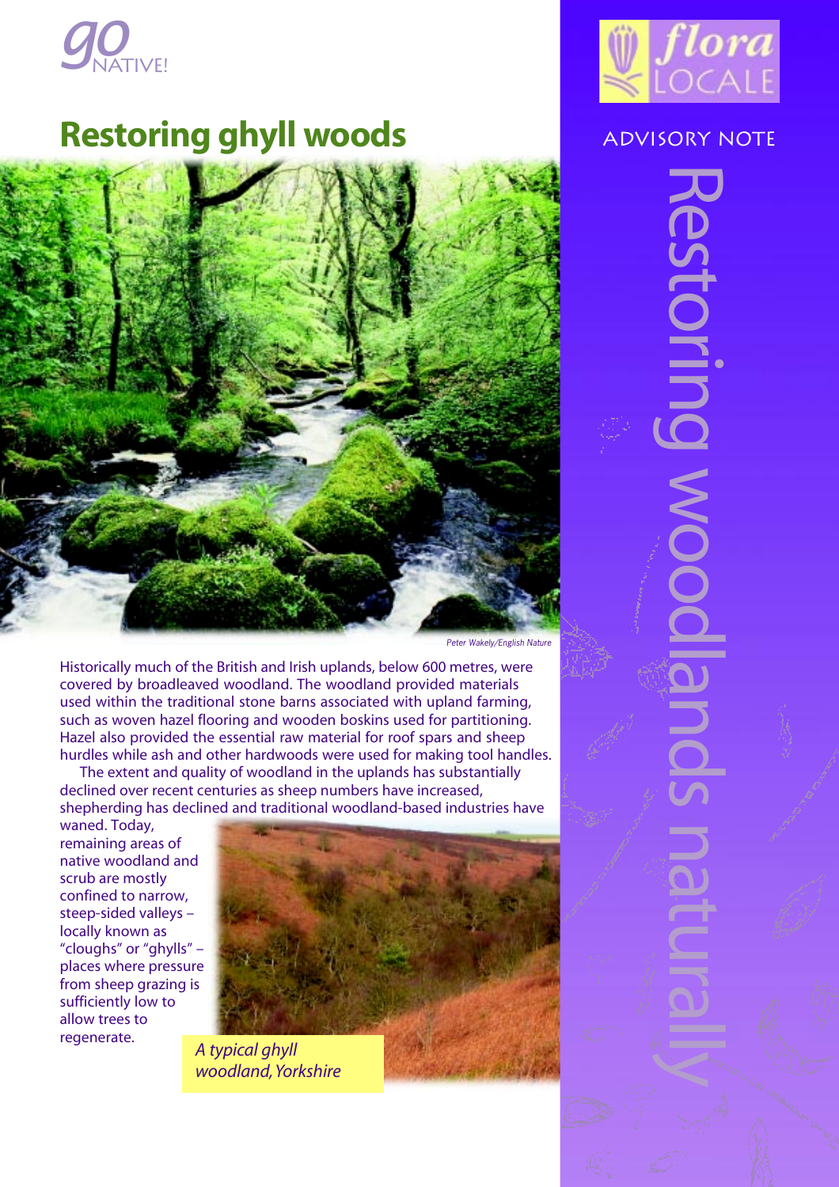go NATIVE!

# Restoring ghyll woods

Peter Wakely/English Nature

flora LOCALE

ADVISORY NOTE

Restoring woodlands naturally

Historically much of the British and Irish uplands, below 600 metres, were covered by broadleaved woodland. The woodland provided materials used within the traditional stone barns associated with upland farming, such as woven hazel flooring and wooden boskins used for partitioning. Hazel also provided the essential raw material for roof spars and sheep hurdles while ash and other hardwoods were used for making tool handles.

The extent and quality of woodland in the uplands has substantially declined over recent centuries as sheep numbers have increased, shepherding has declined and traditional woodland-based industries have waned. Today, remaining areas of native woodland and scrub are mostly confined to narrow, steep-sided valleys – locally known as "cloughs" or "ghylls" – places where pressure from sheep grazing is sufficiently low to allow trees to regenerate.

*A typical ghyll woodland, Yorkshire*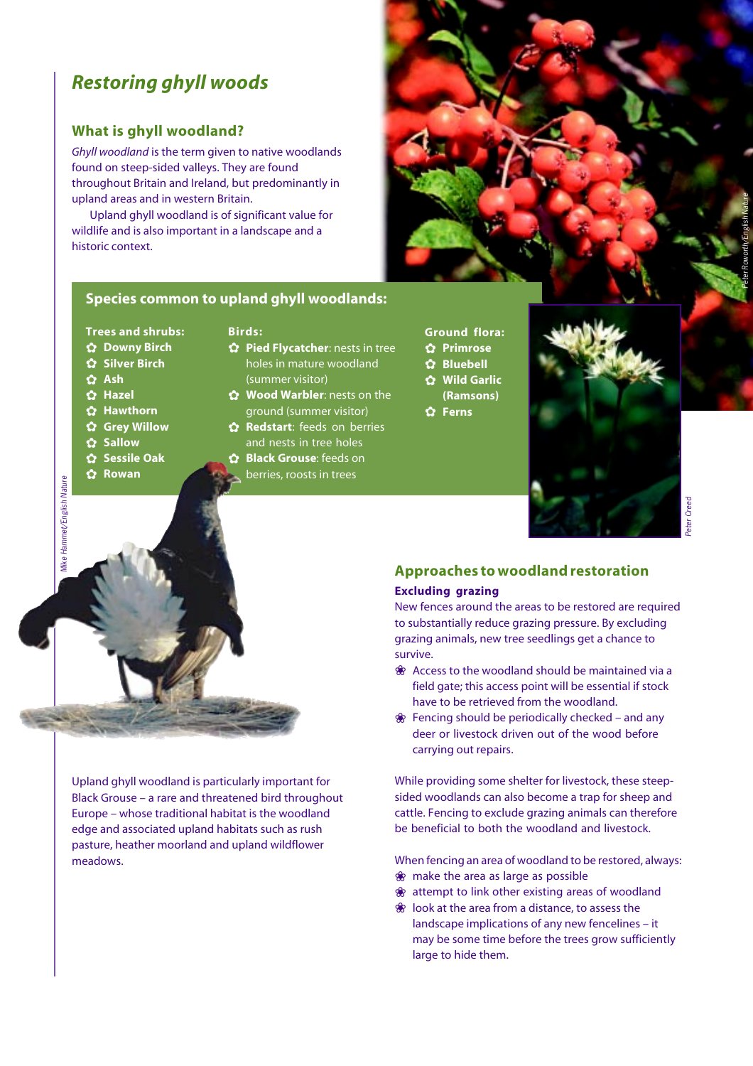# Restoring ghyll woods

## What is ghyll woodland?

*Ghyll woodland* is the term given to native woodlands found on steep-sided valleys. They are found throughout Britain and Ireland, but predominantly in upland areas and in western Britain.

Upland ghyll woodland is of significant value for wildlife and is also important in a landscape and a historic context.

## Species common to upland ghyll woodlands:

**Trees and shrubs:**

- **Downy Birch**
- **Silver Birch**
- **Ash**
- **Hazel**
- **Hawthorn**
- **Grey Willow**
- **Sallow**
- **Sessile Oak**
- **Rowan**

**Birds:**

- **Pied Flycatcher**: nests in tree holes in mature woodland (summer visitor)
- **Wood Warbler**: nests on the ground (summer visitor)
- **Redstart**: feeds on berries and nests in tree holes
- **Black Grouse**: feeds on berries, roosts in trees

**Ground flora:**

- **Primrose**
- **Bluebell**
- **Wild Garlic (Ramsons)**
- **Ferns**

Upland ghyll woodland is particularly important for Black Grouse – a rare and threatened bird throughout Europe – whose traditional habitat is the woodland edge and associated upland habitats such as rush pasture, heather moorland and upland wildflower meadows.

## Approaches to woodland restoration

### Excluding grazing

New fences around the areas to be restored are required to substantially reduce grazing pressure. By excluding grazing animals, new tree seedlings get a chance to survive.

- Access to the woodland should be maintained via a field gate; this access point will be essential if stock have to be retrieved from the woodland.
- Fencing should be periodically checked – and any deer or livestock driven out of the wood before carrying out repairs.

While providing some shelter for livestock, these steep-sided woodlands can also become a trap for sheep and cattle. Fencing to exclude grazing animals can therefore be beneficial to both the woodland and livestock.

When fencing an area of woodland to be restored, always:

- make the area as large as possible
- attempt to link other existing areas of woodland
- look at the area from a distance, to assess the landscape implications of any new fencelines – it may be some time before the trees grow sufficiently large to hide them.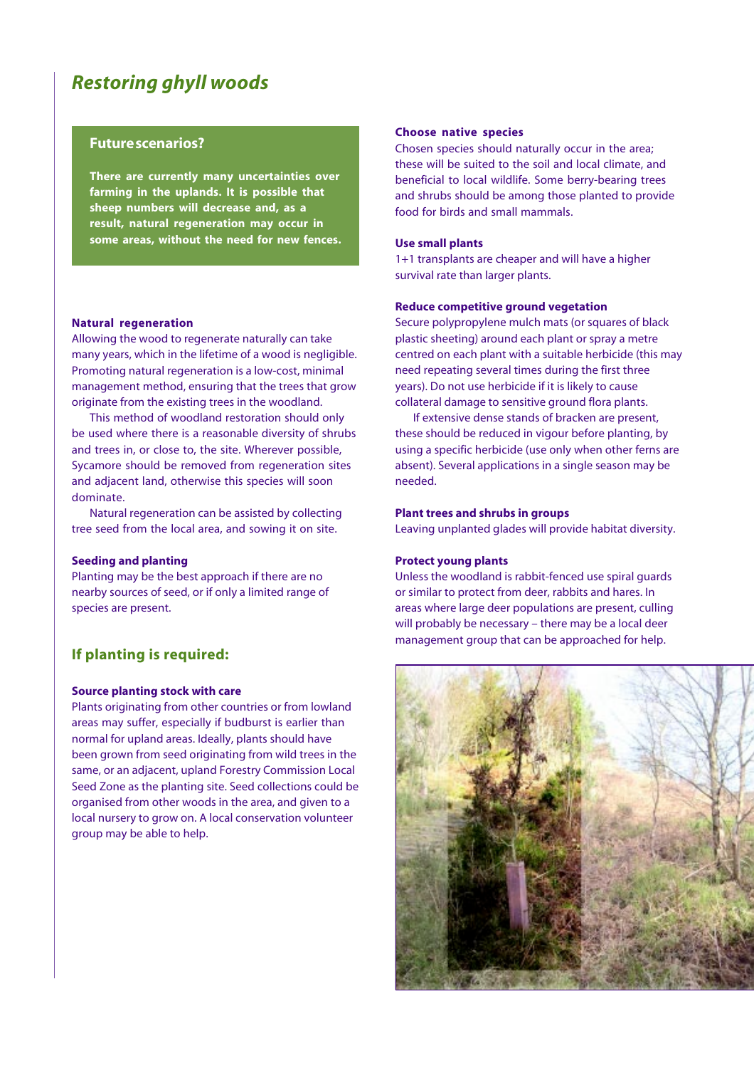# Restoring ghyll woods

## Future scenarios?

**There are currently many uncertainties over farming in the uplands. It is possible that sheep numbers will decrease and, as a result, natural regeneration may occur in some areas, without the need for new fences.**

### Natural regeneration

Allowing the wood to regenerate naturally can take many years, which in the lifetime of a wood is negligible. Promoting natural regeneration is a low-cost, minimal management method, ensuring that the trees that grow originate from the existing trees in the woodland.

This method of woodland restoration should only be used where there is a reasonable diversity of shrubs and trees in, or close to, the site. Wherever possible, Sycamore should be removed from regeneration sites and adjacent land, otherwise this species will soon dominate.

Natural regeneration can be assisted by collecting tree seed from the local area, and sowing it on site.

### Seeding and planting

Planting may be the best approach if there are no nearby sources of seed, or if only a limited range of species are present.

## If planting is required:

### Source planting stock with care

Plants originating from other countries or from lowland areas may suffer, especially if budburst is earlier than normal for upland areas. Ideally, plants should have been grown from seed originating from wild trees in the same, or an adjacent, upland Forestry Commission Local Seed Zone as the planting site. Seed collections could be organised from other woods in the area, and given to a local nursery to grow on. A local conservation volunteer group may be able to help.

### Choose native species

Chosen species should naturally occur in the area; these will be suited to the soil and local climate, and beneficial to local wildlife. Some berry-bearing trees and shrubs should be among those planted to provide food for birds and small mammals.

### Use small plants

1+1 transplants are cheaper and will have a higher survival rate than larger plants.

### Reduce competitive ground vegetation

Secure polypropylene mulch mats (or squares of black plastic sheeting) around each plant or spray a metre centred on each plant with a suitable herbicide (this may need repeating several times during the first three years). Do not use herbicide if it is likely to cause collateral damage to sensitive ground flora plants.

If extensive dense stands of bracken are present, these should be reduced in vigour before planting, by using a specific herbicide (use only when other ferns are absent). Several applications in a single season may be needed.

### Plant trees and shrubs in groups

Leaving unplanted glades will provide habitat diversity.

### Protect young plants

Unless the woodland is rabbit-fenced use spiral guards or similar to protect from deer, rabbits and hares. In areas where large deer populations are present, culling will probably be necessary – there may be a local deer management group that can be approached for help.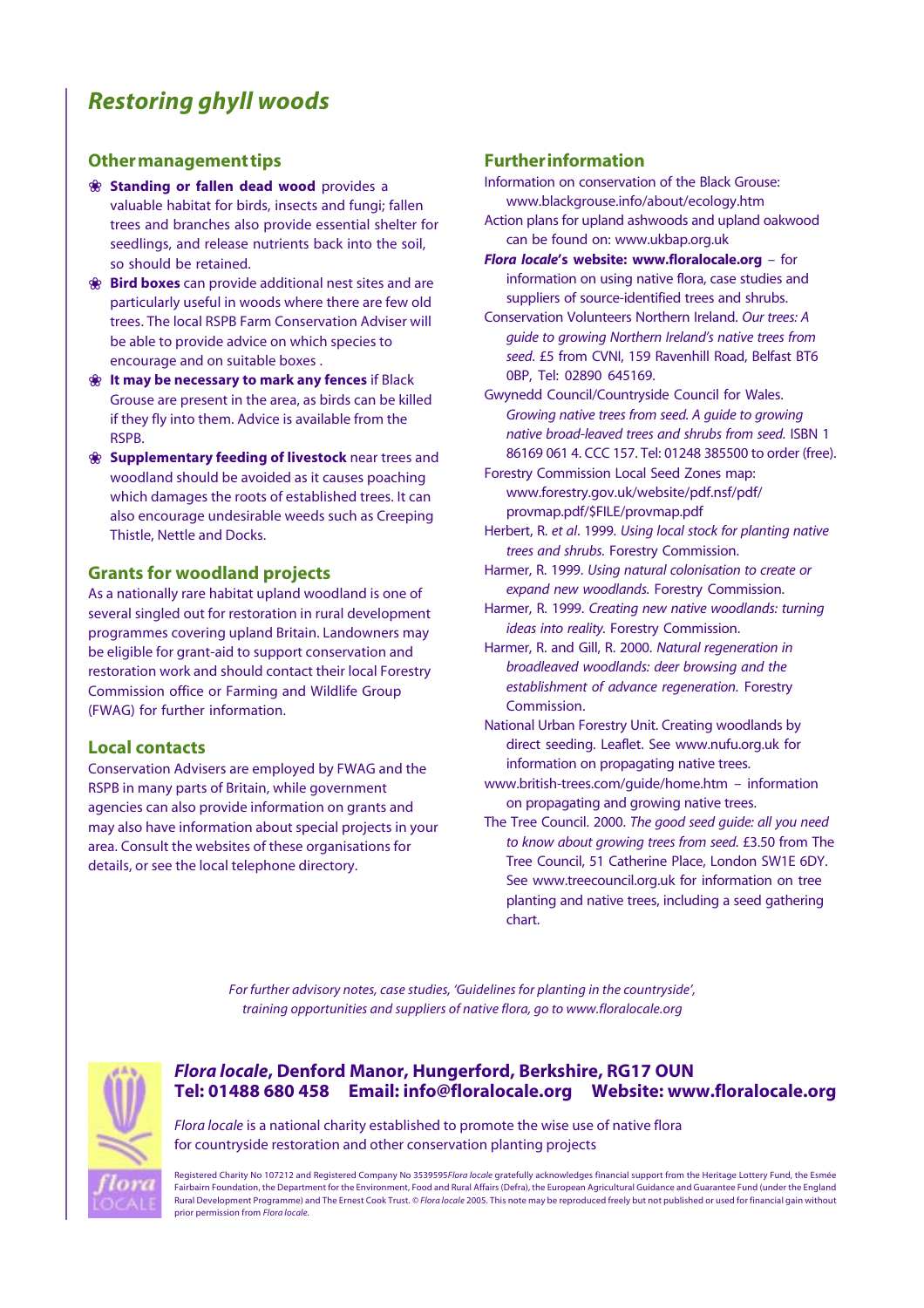# Restoring ghyll woods

## Other management tips

- **Standing or fallen dead wood** provides a valuable habitat for birds, insects and fungi; fallen trees and branches also provide essential shelter for seedlings, and release nutrients back into the soil, so should be retained.
- **Bird boxes** can provide additional nest sites and are particularly useful in woods where there are few old trees. The local RSPB Farm Conservation Adviser will be able to provide advice on which species to encourage and on suitable boxes .
- **It may be necessary to mark any fences** if Black Grouse are present in the area, as birds can be killed if they fly into them. Advice is available from the RSPB.
- **Supplementary feeding of livestock** near trees and woodland should be avoided as it causes poaching which damages the roots of established trees. It can also encourage undesirable weeds such as Creeping Thistle, Nettle and Docks.

## Grants for woodland projects

As a nationally rare habitat upland woodland is one of several singled out for restoration in rural development programmes covering upland Britain. Landowners may be eligible for grant-aid to support conservation and restoration work and should contact their local Forestry Commission office or Farming and Wildlife Group (FWAG) for further information.

## Local contacts

Conservation Advisers are employed by FWAG and the RSPB in many parts of Britain, while government agencies can also provide information on grants and may also have information about special projects in your area. Consult the websites of these organisations for details, or see the local telephone directory.

## Further information

Information on conservation of the Black Grouse: www.blackgrouse.info/about/ecology.htm

Action plans for upland ashwoods and upland oakwood can be found on: www.ukbap.org.uk

***Flora locale*'s website: www.floralocale.org** – for information on using native flora, case studies and suppliers of source-identified trees and shrubs.

Conservation Volunteers Northern Ireland. *Our trees: A guide to growing Northern Ireland's native trees from seed.* £5 from CVNI, 159 Ravenhill Road, Belfast BT6 0BP, Tel: 02890 645169.

Gwynedd Council/Countryside Council for Wales. *Growing native trees from seed. A guide to growing native broad-leaved trees and shrubs from seed.* ISBN 1 86169 061 4. CCC 157. Tel: 01248 385500 to order (free).

Forestry Commission Local Seed Zones map: www.forestry.gov.uk/website/pdf.nsf/pdf/provmap.pdf/$FILE/provmap.pdf

Herbert, R. *et al*. 1999. *Using local stock for planting native trees and shrubs.* Forestry Commission.

Harmer, R. 1999. *Using natural colonisation to create or expand new woodlands.* Forestry Commission.

Harmer, R. 1999. *Creating new native woodlands: turning ideas into reality.* Forestry Commission.

Harmer, R. and Gill, R. 2000. *Natural regeneration in broadleaved woodlands: deer browsing and the establishment of advance regeneration.* Forestry Commission.

National Urban Forestry Unit. Creating woodlands by direct seeding. Leaflet. See www.nufu.org.uk for information on propagating native trees.

www.british-trees.com/guide/home.htm – information on propagating and growing native trees.

The Tree Council. 2000. *The good seed guide: all you need to know about growing trees from seed.* £3.50 from The Tree Council, 51 Catherine Place, London SW1E 6DY. See www.treecouncil.org.uk for information on tree planting and native trees, including a seed gathering chart.

*For further advisory notes, case studies, 'Guidelines for planting in the countryside', training opportunities and suppliers of native flora, go to www.floralocale.org*

***Flora locale*, Denford Manor, Hungerford, Berkshire, RG17 OUN**
**Tel: 01488 680 458 Email: info@floralocale.org Website: www.floralocale.org**

*Flora locale* is a national charity established to promote the wise use of native flora for countryside restoration and other conservation planting projects

Registered Charity No 107212 and Registered Company No 3539595 *Flora locale* gratefully acknowledges financial support from the Heritage Lottery Fund, the Esmée Fairbairn Foundation, the Department for the Environment, Food and Rural Affairs (Defra), the European Agricultural Guidance and Guarantee Fund (under the England Rural Development Programme) and The Ernest Cook Trust. © *Flora locale* 2005. This note may be reproduced freely but not published or used for financial gain without prior permission from *Flora locale*.